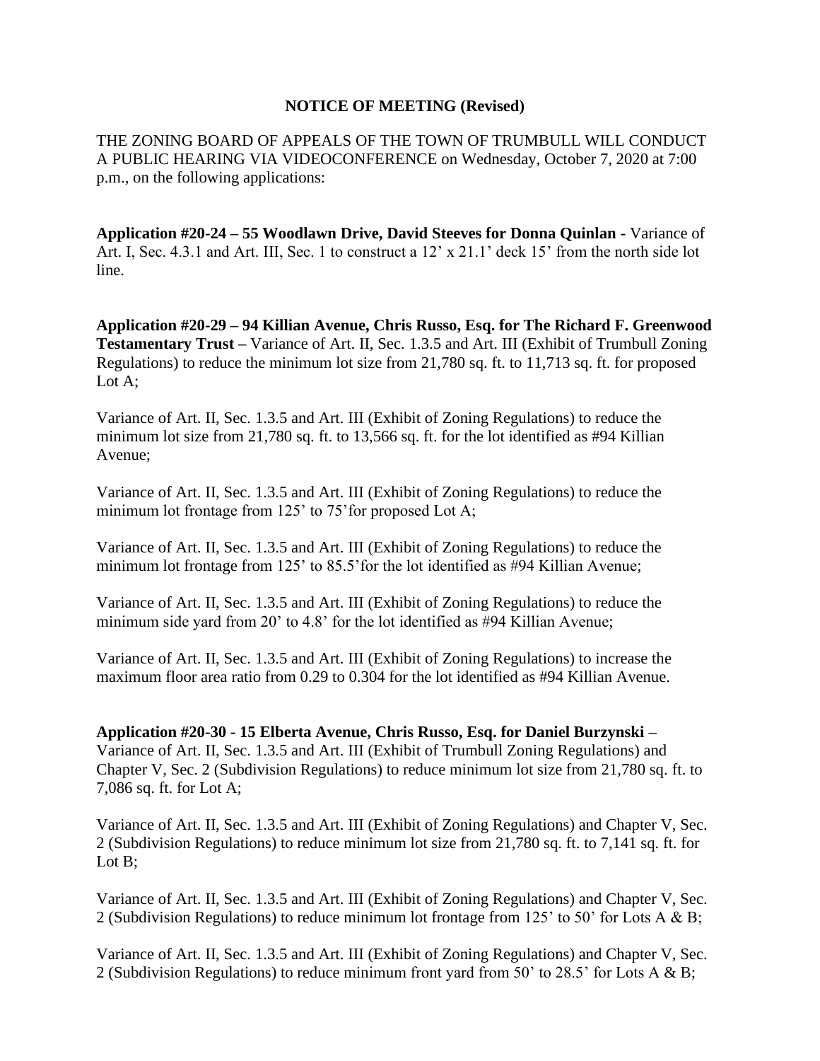**NOTICE OF MEETING (Revised)**

THE ZONING BOARD OF APPEALS OF THE TOWN OF TRUMBULL WILL CONDUCT A PUBLIC HEARING VIA VIDEOCONFERENCE on Wednesday, October 7, 2020 at 7:00 p.m., on the following applications:

**Application #20-24 – 55 Woodlawn Drive, David Steeves for Donna Quinlan -** Variance of Art. I, Sec. 4.3.1 and Art. III, Sec. 1 to construct a 12' x 21.1' deck 15' from the north side lot line.

**Application #20-29 – 94 Killian Avenue, Chris Russo, Esq. for The Richard F. Greenwood Testamentary Trust –** Variance of Art. II, Sec. 1.3.5 and Art. III (Exhibit of Trumbull Zoning Regulations) to reduce the minimum lot size from 21,780 sq. ft. to 11,713 sq. ft. for proposed Lot A;

Variance of Art. II, Sec. 1.3.5 and Art. III (Exhibit of Zoning Regulations) to reduce the minimum lot size from 21,780 sq. ft. to 13,566 sq. ft. for the lot identified as #94 Killian Avenue;

Variance of Art. II, Sec. 1.3.5 and Art. III (Exhibit of Zoning Regulations) to reduce the minimum lot frontage from 125' to 75' for proposed Lot A;

Variance of Art. II, Sec. 1.3.5 and Art. III (Exhibit of Zoning Regulations) to reduce the minimum lot frontage from 125' to 85.5' for the lot identified as #94 Killian Avenue;

Variance of Art. II, Sec. 1.3.5 and Art. III (Exhibit of Zoning Regulations) to reduce the minimum side yard from 20' to 4.8' for the lot identified as #94 Killian Avenue;

Variance of Art. II, Sec. 1.3.5 and Art. III (Exhibit of Zoning Regulations) to increase the maximum floor area ratio from 0.29 to 0.304 for the lot identified as #94 Killian Avenue.

**Application #20-30 - 15 Elberta Avenue, Chris Russo, Esq. for Daniel Burzynski –** Variance of Art. II, Sec. 1.3.5 and Art. III (Exhibit of Trumbull Zoning Regulations) and Chapter V, Sec. 2 (Subdivision Regulations) to reduce minimum lot size from 21,780 sq. ft. to 7,086 sq. ft. for Lot A;

Variance of Art. II, Sec. 1.3.5 and Art. III (Exhibit of Zoning Regulations) and Chapter V, Sec. 2 (Subdivision Regulations) to reduce minimum lot size from 21,780 sq. ft. to 7,141 sq. ft. for Lot B;

Variance of Art. II, Sec. 1.3.5 and Art. III (Exhibit of Zoning Regulations) and Chapter V, Sec. 2 (Subdivision Regulations) to reduce minimum lot frontage from 125' to 50' for Lots A & B;

Variance of Art. II, Sec. 1.3.5 and Art. III (Exhibit of Zoning Regulations) and Chapter V, Sec. 2 (Subdivision Regulations) to reduce minimum front yard from 50' to 28.5' for Lots A & B;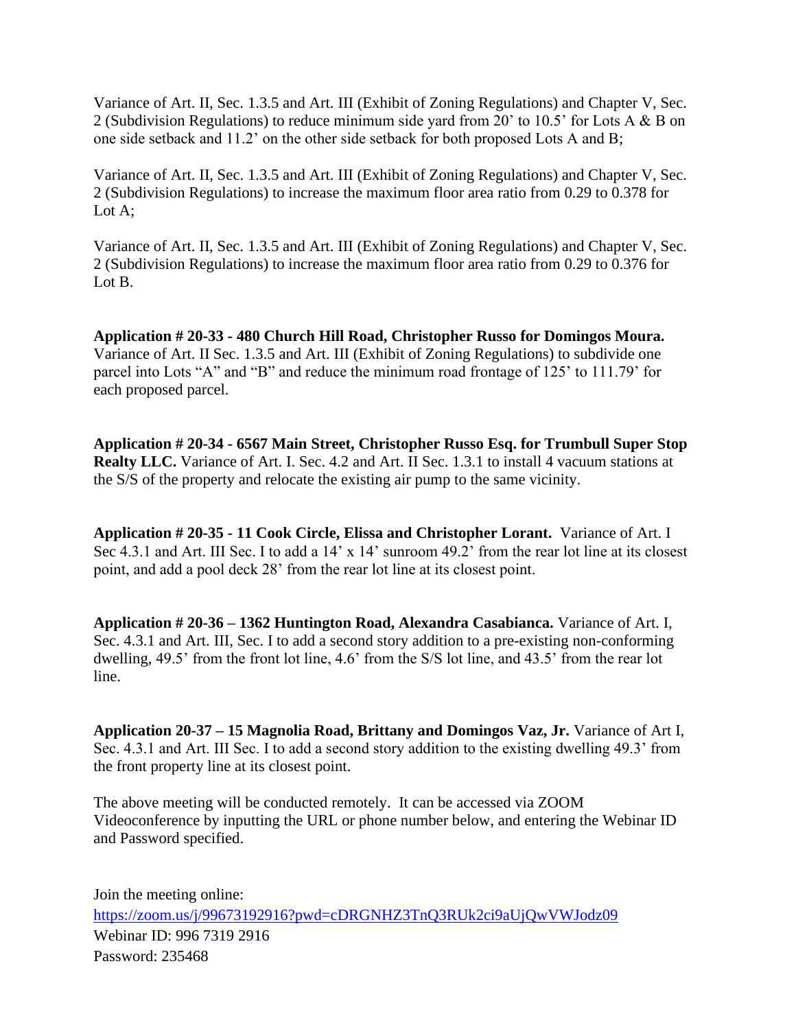Variance of Art. II, Sec. 1.3.5 and Art. III (Exhibit of Zoning Regulations) and Chapter V, Sec. 2 (Subdivision Regulations) to reduce minimum side yard from 20' to 10.5' for Lots A & B on one side setback and 11.2' on the other side setback for both proposed Lots A and B;

Variance of Art. II, Sec. 1.3.5 and Art. III (Exhibit of Zoning Regulations) and Chapter V, Sec. 2 (Subdivision Regulations) to increase the maximum floor area ratio from 0.29 to 0.378 for Lot A;

Variance of Art. II, Sec. 1.3.5 and Art. III (Exhibit of Zoning Regulations) and Chapter V, Sec. 2 (Subdivision Regulations) to increase the maximum floor area ratio from 0.29 to 0.376 for Lot B.

**Application # 20-33 - 480 Church Hill Road, Christopher Russo for Domingos Moura.** Variance of Art. II Sec. 1.3.5 and Art. III (Exhibit of Zoning Regulations) to subdivide one parcel into Lots "A" and "B" and reduce the minimum road frontage of 125' to 111.79' for each proposed parcel.

**Application # 20-34 - 6567 Main Street, Christopher Russo Esq. for Trumbull Super Stop Realty LLC.** Variance of Art. I. Sec. 4.2 and Art. II Sec. 1.3.1 to install 4 vacuum stations at the S/S of the property and relocate the existing air pump to the same vicinity.

**Application # 20-35 - 11 Cook Circle, Elissa and Christopher Lorant.** Variance of Art. I Sec 4.3.1 and Art. III Sec. I to add a 14' x 14' sunroom 49.2' from the rear lot line at its closest point, and add a pool deck 28' from the rear lot line at its closest point.

**Application # 20-36 – 1362 Huntington Road, Alexandra Casabianca.** Variance of Art. I, Sec. 4.3.1 and Art. III, Sec. I to add a second story addition to a pre-existing non-conforming dwelling, 49.5' from the front lot line, 4.6' from the S/S lot line, and 43.5' from the rear lot line.

**Application 20-37 – 15 Magnolia Road, Brittany and Domingos Vaz, Jr.** Variance of Art I, Sec. 4.3.1 and Art. III Sec. I to add a second story addition to the existing dwelling 49.3' from the front property line at its closest point.

The above meeting will be conducted remotely. It can be accessed via ZOOM Videoconference by inputting the URL or phone number below, and entering the Webinar ID and Password specified.

Join the meeting online:
https://zoom.us/j/99673192916?pwd=cDRGNHZ3TnQ3RUk2ci9aUjQwVWJodz09
Webinar ID: 996 7319 2916
Password: 235468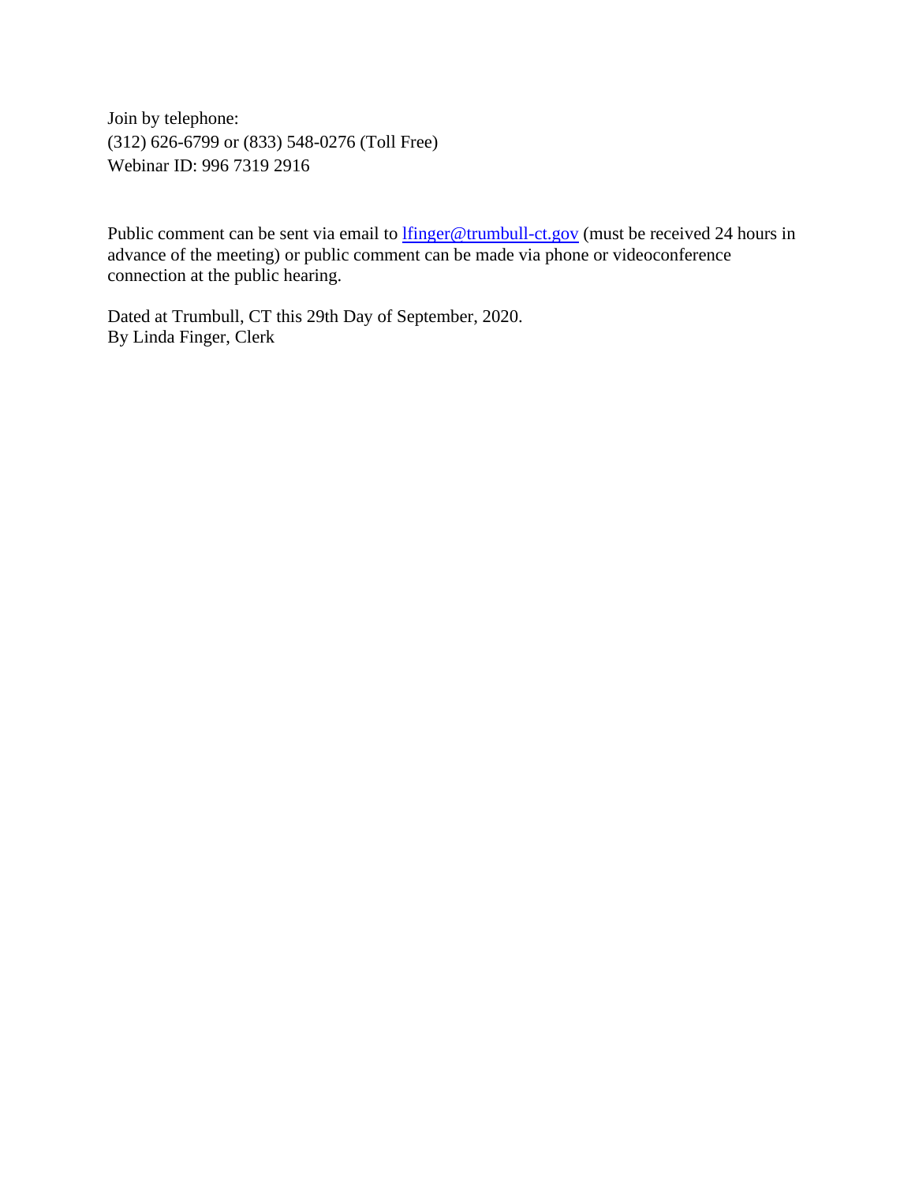Join by telephone:
(312) 626-6799 or (833) 548-0276 (Toll Free)
Webinar ID: 996 7319 2916

Public comment can be sent via email to lfinger@trumbull-ct.gov (must be received 24 hours in advance of the meeting) or public comment can be made via phone or videoconference connection at the public hearing.

Dated at Trumbull, CT this 29th Day of September, 2020.
By Linda Finger, Clerk